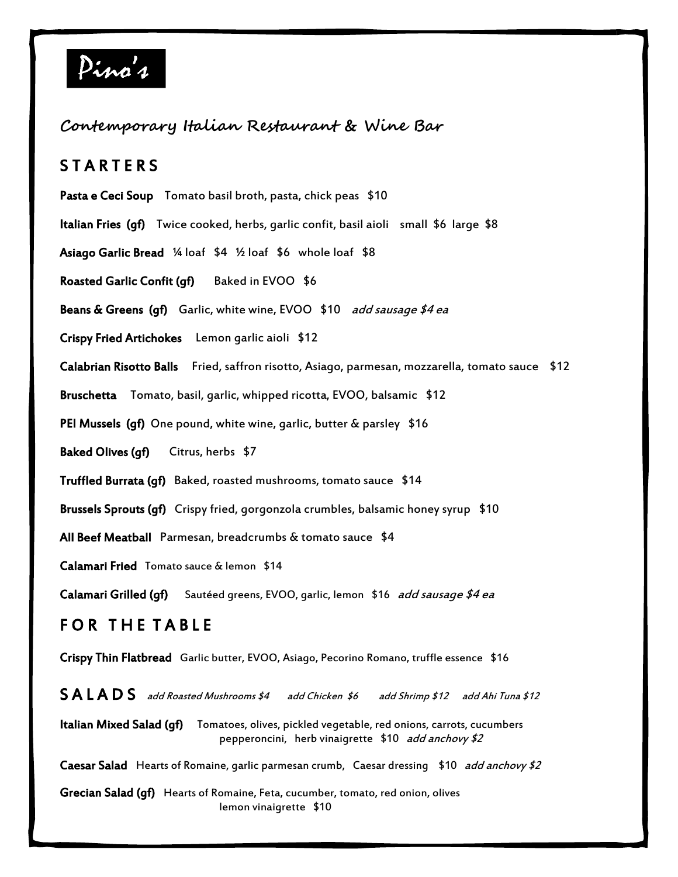# Pino's

## Contemporary Italian Restaurant & Wine Bar

## STARTERS

**Pasta e Ceci Soup** Tomato basil broth, pasta, chick peas $10

**Italian Fries (gf)** Twice cooked, herbs, garlic confit, basil aioli small $6 large $8

**Asiago Garlic Bread** ¼ loaf $4 ½ loaf $6 whole loaf $8

**Roasted Garlic Confit (gf)** Baked in EVOO $6

**Beans & Greens (gf)** Garlic, white wine, EVOO $10 *add sausage $4 ea*

**Crispy Fried Artichokes** Lemon garlic aioli $12

**Calabrian Risotto Balls** Fried, saffron risotto, Asiago, parmesan, mozzarella, tomato sauce $12

**Bruschetta** Tomato, basil, garlic, whipped ricotta, EVOO, balsamic $12

**PEI Mussels (gf)** One pound, white wine, garlic, butter & parsley $16

**Baked Olives (gf)** Citrus, herbs $7

**Truffled Burrata (gf)** Baked, roasted mushrooms, tomato sauce $14

**Brussels Sprouts (gf)** Crispy fried, gorgonzola crumbles, balsamic honey syrup $10

**All Beef Meatball** Parmesan, breadcrumbs & tomato sauce $4

**Calamari Fried** Tomato sauce & lemon $14

**Calamari Grilled (gf)** Sautéed greens, EVOO, garlic, lemon $16 *add sausage $4 ea*

## FOR THE TABLE

**Crispy Thin Flatbread** Garlic butter, EVOO, Asiago, Pecorino Romano, truffle essence $16

## SALADS *add Roasted Mushrooms $4 add Chicken $6 add Shrimp $12 add Ahi Tuna $12*

**Italian Mixed Salad (gf)** Tomatoes, olives, pickled vegetable, red onions, carrots, cucumbers pepperoncini, herb vinaigrette $10 *add anchovy $2*

**Caesar Salad** Hearts of Romaine, garlic parmesan crumb, Caesar dressing $10 *add anchovy $2*

**Grecian Salad (gf)** Hearts of Romaine, Feta, cucumber, tomato, red onion, olives lemon vinaigrette $10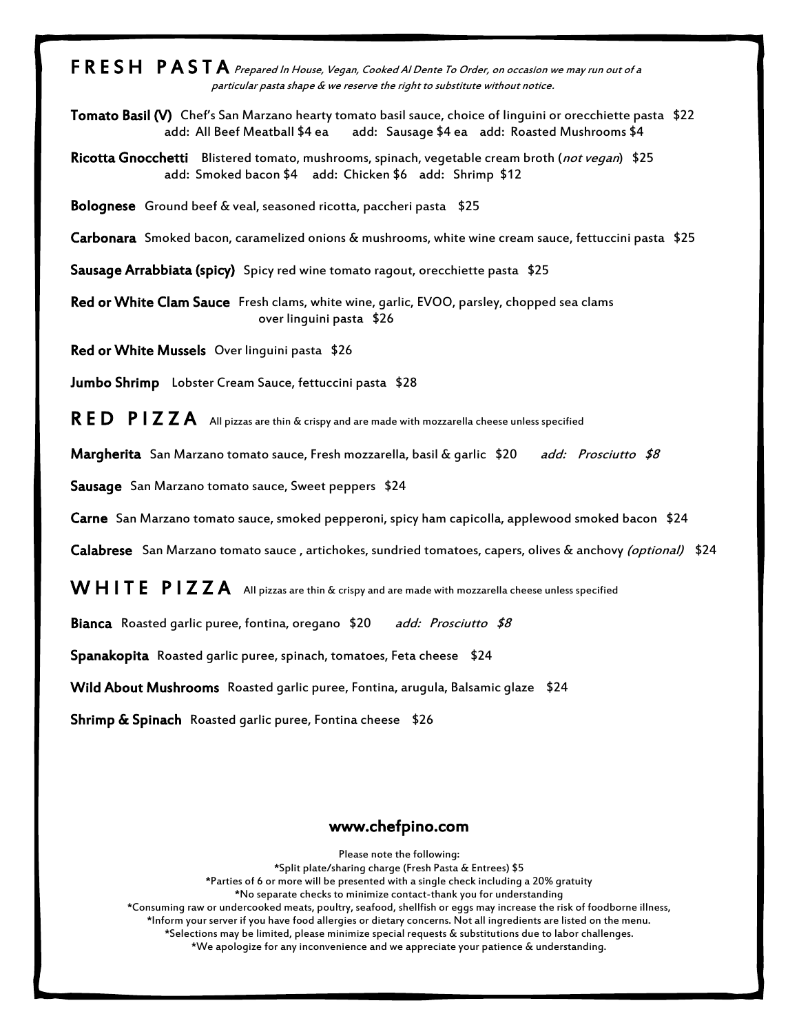## FRESH PASTA *Prepared In House, Vegan, Cooked Al Dente To Order, on occasion we may run out of a particular pasta shape & we reserve the right to substitute without notice.*

**Tomato Basil (V)** Chef's San Marzano hearty tomato basil sauce, choice of linguini or orecchiette pasta $22
add: All Beef Meatball $4 ea add: Sausage $4 ea add: Roasted Mushrooms $4

**Ricotta Gnocchetti** Blistered tomato, mushrooms, spinach, vegetable cream broth (*not vegan*) $25
add: Smoked bacon $4 add: Chicken $6 add: Shrimp $12

**Bolognese** Ground beef & veal, seasoned ricotta, paccheri pasta $25

**Carbonara** Smoked bacon, caramelized onions & mushrooms, white wine cream sauce, fettuccini pasta $25

**Sausage Arrabbiata (spicy)** Spicy red wine tomato ragout, orecchiette pasta $25

**Red or White Clam Sauce** Fresh clams, white wine, garlic, EVOO, parsley, chopped sea clams over linguini pasta $26

**Red or White Mussels** Over linguini pasta $26

**Jumbo Shrimp** Lobster Cream Sauce, fettuccini pasta $28

## RED PIZZA All pizzas are thin & crispy and are made with mozzarella cheese unless specified

**Margherita** San Marzano tomato sauce, Fresh mozzarella, basil & garlic $20 *add: Prosciutto $8*

**Sausage** San Marzano tomato sauce, Sweet peppers $24

**Carne** San Marzano tomato sauce, smoked pepperoni, spicy ham capicolla, applewood smoked bacon $24

**Calabrese** San Marzano tomato sauce , artichokes, sundried tomatoes, capers, olives & anchovy *(optional)* $24

## WHITE PIZZA All pizzas are thin & crispy and are made with mozzarella cheese unless specified

**Bianca** Roasted garlic puree, fontina, oregano $20 *add: Prosciutto $8*

**Spanakopita** Roasted garlic puree, spinach, tomatoes, Feta cheese $24

**Wild About Mushrooms** Roasted garlic puree, Fontina, arugula, Balsamic glaze $24

**Shrimp & Spinach** Roasted garlic puree, Fontina cheese $26

**www.chefpino.com**

Please note the following:
*Split plate/sharing charge (Fresh Pasta & Entrees) $5
*Parties of 6 or more will be presented with a single check including a 20% gratuity
*No separate checks to minimize contact-thank you for understanding
*Consuming raw or undercooked meats, poultry, seafood, shellfish or eggs may increase the risk of foodborne illness,
*Inform your server if you have food allergies or dietary concerns. Not all ingredients are listed on the menu.
*Selections may be limited, please minimize special requests & substitutions due to labor challenges.
*We apologize for any inconvenience and we appreciate your patience & understanding.